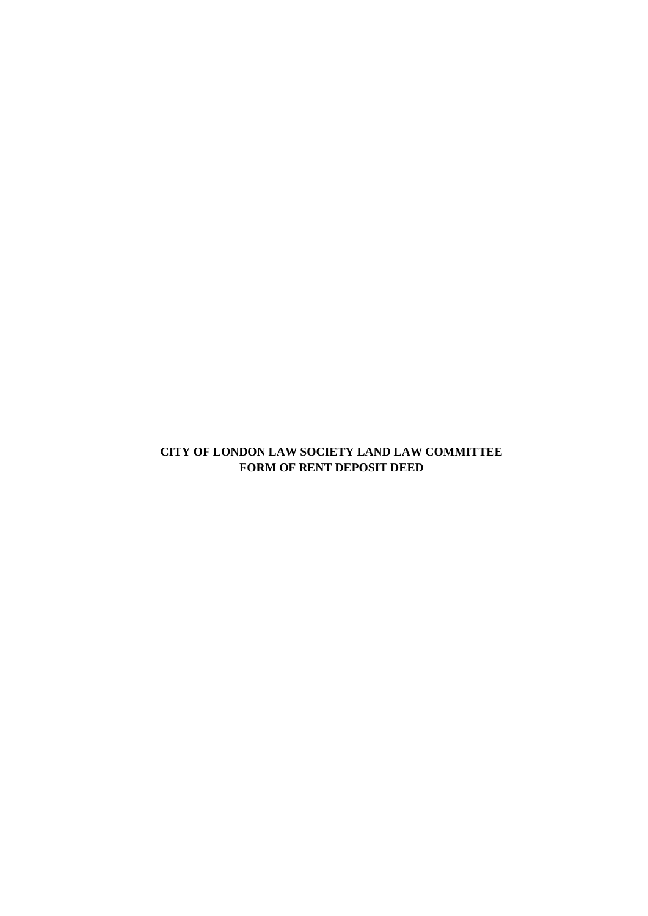**CITY OF LONDON LAW SOCIETY LAND LAW COMMITTEE**
**FORM OF RENT DEPOSIT DEED**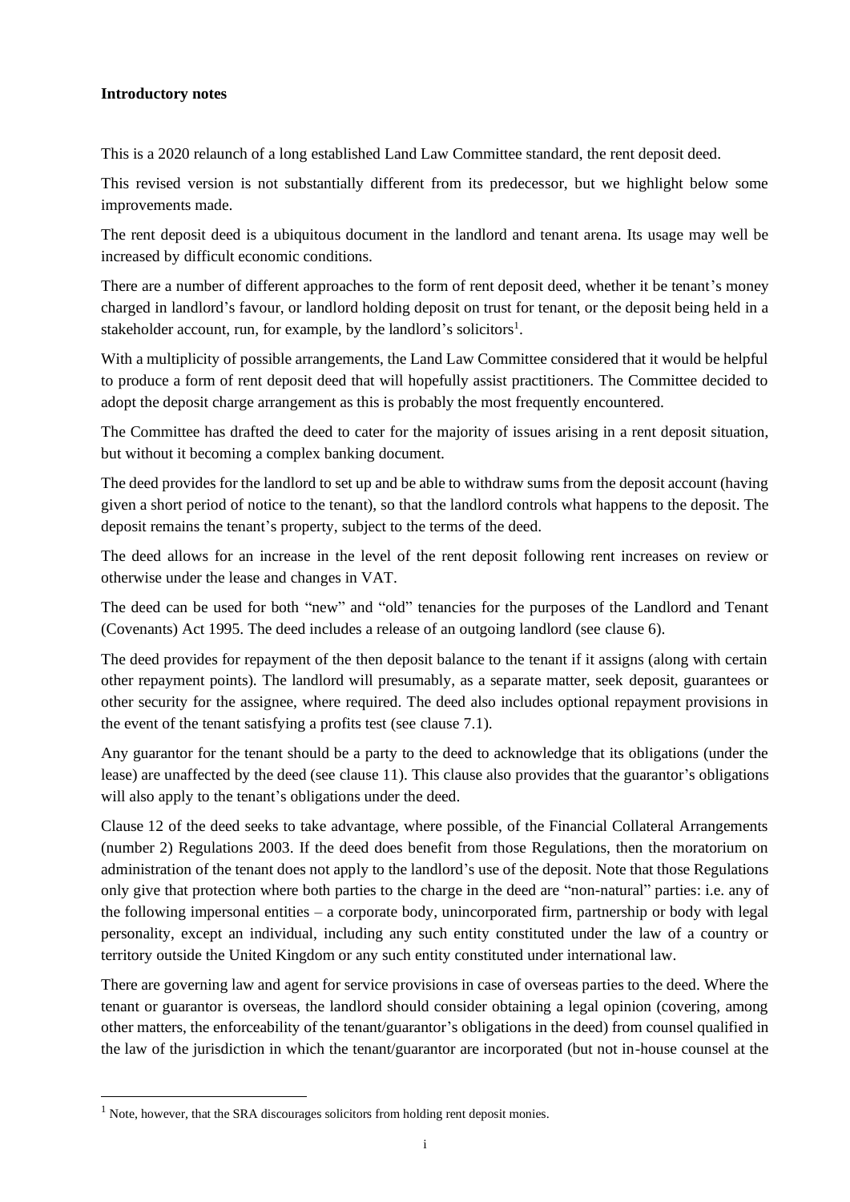**Introductory notes**

This is a 2020 relaunch of a long established Land Law Committee standard, the rent deposit deed.

This revised version is not substantially different from its predecessor, but we highlight below some improvements made.

The rent deposit deed is a ubiquitous document in the landlord and tenant arena. Its usage may well be increased by difficult economic conditions.

There are a number of different approaches to the form of rent deposit deed, whether it be tenant's money charged in landlord's favour, or landlord holding deposit on trust for tenant, or the deposit being held in a stakeholder account, run, for example, by the landlord's solicitors[1].

With a multiplicity of possible arrangements, the Land Law Committee considered that it would be helpful to produce a form of rent deposit deed that will hopefully assist practitioners. The Committee decided to adopt the deposit charge arrangement as this is probably the most frequently encountered.

The Committee has drafted the deed to cater for the majority of issues arising in a rent deposit situation, but without it becoming a complex banking document.

The deed provides for the landlord to set up and be able to withdraw sums from the deposit account (having given a short period of notice to the tenant), so that the landlord controls what happens to the deposit. The deposit remains the tenant's property, subject to the terms of the deed.

The deed allows for an increase in the level of the rent deposit following rent increases on review or otherwise under the lease and changes in VAT.

The deed can be used for both "new" and "old" tenancies for the purposes of the Landlord and Tenant (Covenants) Act 1995. The deed includes a release of an outgoing landlord (see clause 6).

The deed provides for repayment of the then deposit balance to the tenant if it assigns (along with certain other repayment points). The landlord will presumably, as a separate matter, seek deposit, guarantees or other security for the assignee, where required. The deed also includes optional repayment provisions in the event of the tenant satisfying a profits test (see clause 7.1).

Any guarantor for the tenant should be a party to the deed to acknowledge that its obligations (under the lease) are unaffected by the deed (see clause 11). This clause also provides that the guarantor's obligations will also apply to the tenant's obligations under the deed.

Clause 12 of the deed seeks to take advantage, where possible, of the Financial Collateral Arrangements (number 2) Regulations 2003. If the deed does benefit from those Regulations, then the moratorium on administration of the tenant does not apply to the landlord's use of the deposit. Note that those Regulations only give that protection where both parties to the charge in the deed are "non-natural" parties: i.e. any of the following impersonal entities – a corporate body, unincorporated firm, partnership or body with legal personality, except an individual, including any such entity constituted under the law of a country or territory outside the United Kingdom or any such entity constituted under international law.

There are governing law and agent for service provisions in case of overseas parties to the deed. Where the tenant or guarantor is overseas, the landlord should consider obtaining a legal opinion (covering, among other matters, the enforceability of the tenant/guarantor's obligations in the deed) from counsel qualified in the law of the jurisdiction in which the tenant/guarantor are incorporated (but not in-house counsel at the

---

[1] Note, however, that the SRA discourages solicitors from holding rent deposit monies.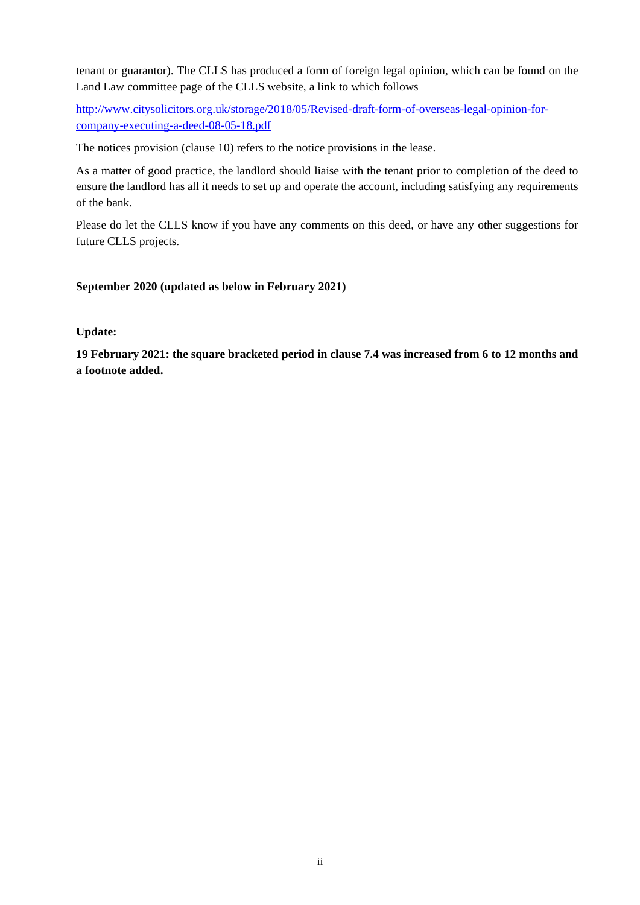tenant or guarantor). The CLLS has produced a form of foreign legal opinion, which can be found on the Land Law committee page of the CLLS website, a link to which follows

[http://www.citysolicitors.org.uk/storage/2018/05/Revised-draft-form-of-overseas-legal-opinion-for-company-executing-a-deed-08-05-18.pdf](http://www.citysolicitors.org.uk/storage/2018/05/Revised-draft-form-of-overseas-legal-opinion-for-company-executing-a-deed-08-05-18.pdf)

The notices provision (clause 10) refers to the notice provisions in the lease.

As a matter of good practice, the landlord should liaise with the tenant prior to completion of the deed to ensure the landlord has all it needs to set up and operate the account, including satisfying any requirements of the bank.

Please do let the CLLS know if you have any comments on this deed, or have any other suggestions for future CLLS projects.

**September 2020 (updated as below in February 2021)**

**Update:**

**19 February 2021: the square bracketed period in clause 7.4 was increased from 6 to 12 months and a footnote added.**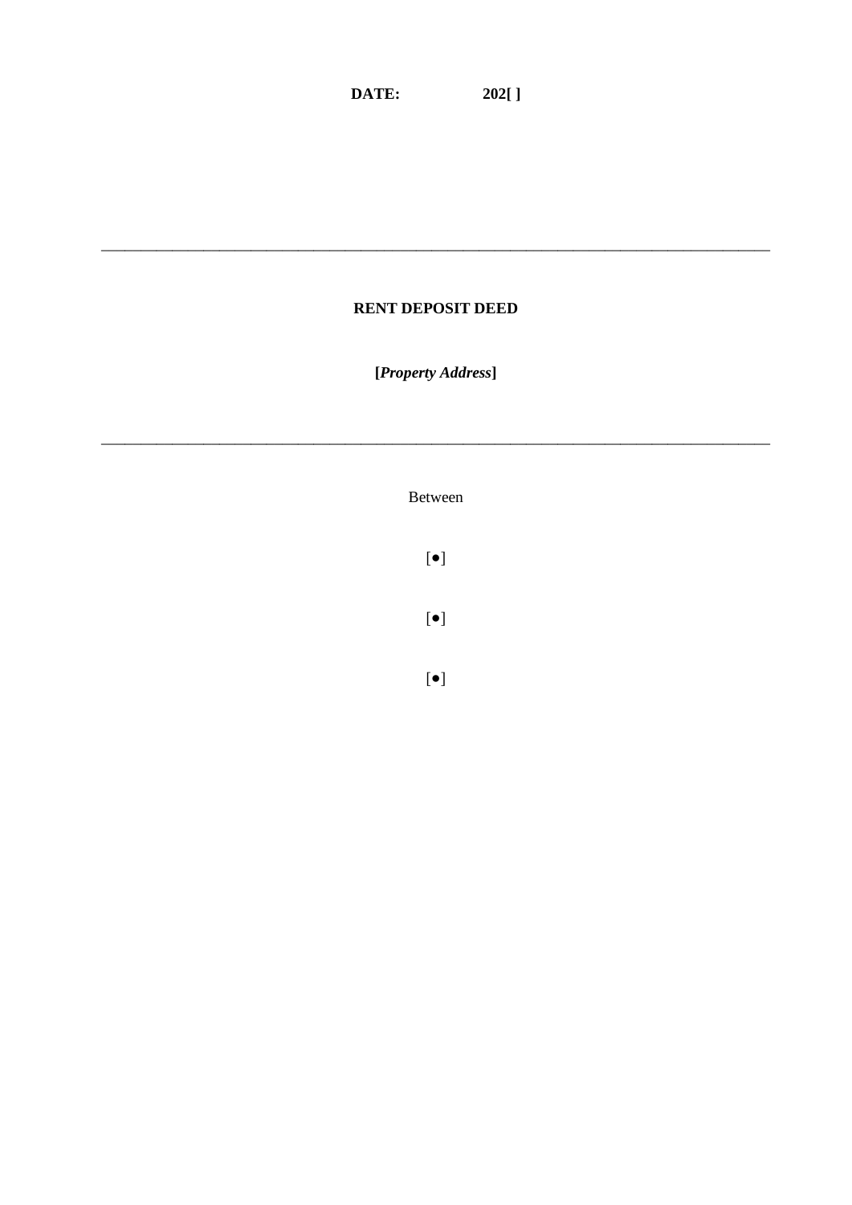**DATE: 202[ ]**

---

**RENT DEPOSIT DEED**

**[*Property Address*]**

---

Between

[●]

[●]

[●]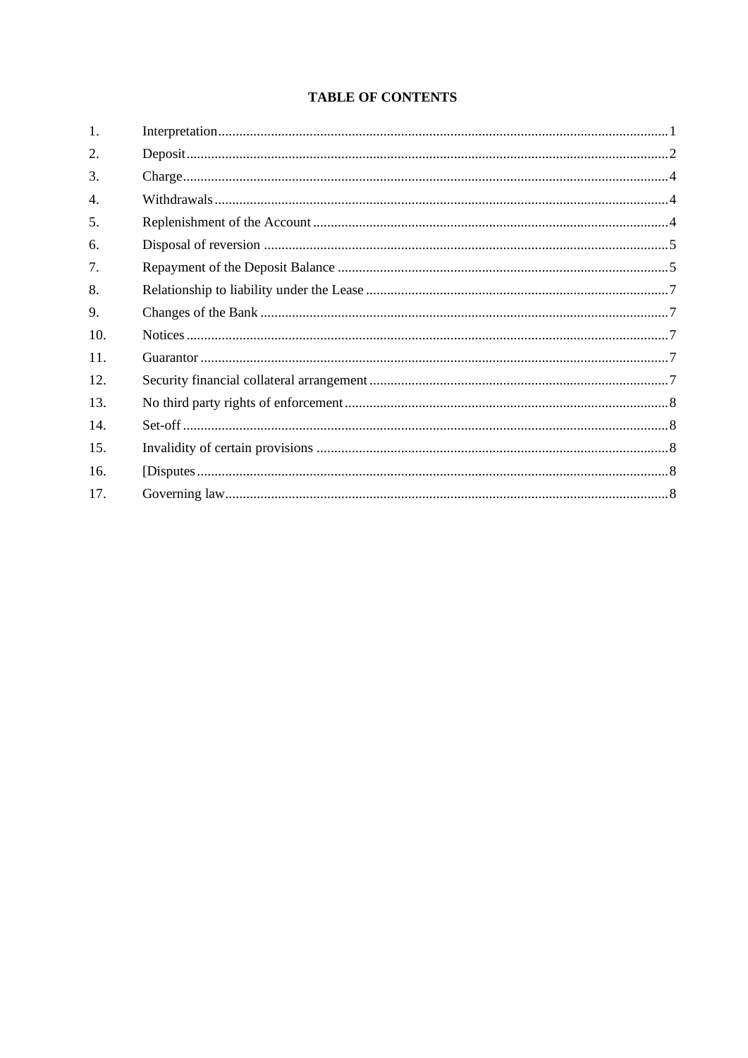**TABLE OF CONTENTS**

| | | |
|---|---|---|
| 1. | Interpretation | 1 |
| 2. | Deposit | 2 |
| 3. | Charge | 4 |
| 4. | Withdrawals | 4 |
| 5. | Replenishment of the Account | 4 |
| 6. | Disposal of reversion | 5 |
| 7. | Repayment of the Deposit Balance | 5 |
| 8. | Relationship to liability under the Lease | 7 |
| 9. | Changes of the Bank | 7 |
| 10. | Notices | 7 |
| 11. | Guarantor | 7 |
| 12. | Security financial collateral arrangement | 7 |
| 13. | No third party rights of enforcement | 8 |
| 14. | Set-off | 8 |
| 15. | Invalidity of certain provisions | 8 |
| 16. | [Disputes | 8 |
| 17. | Governing law | 8 |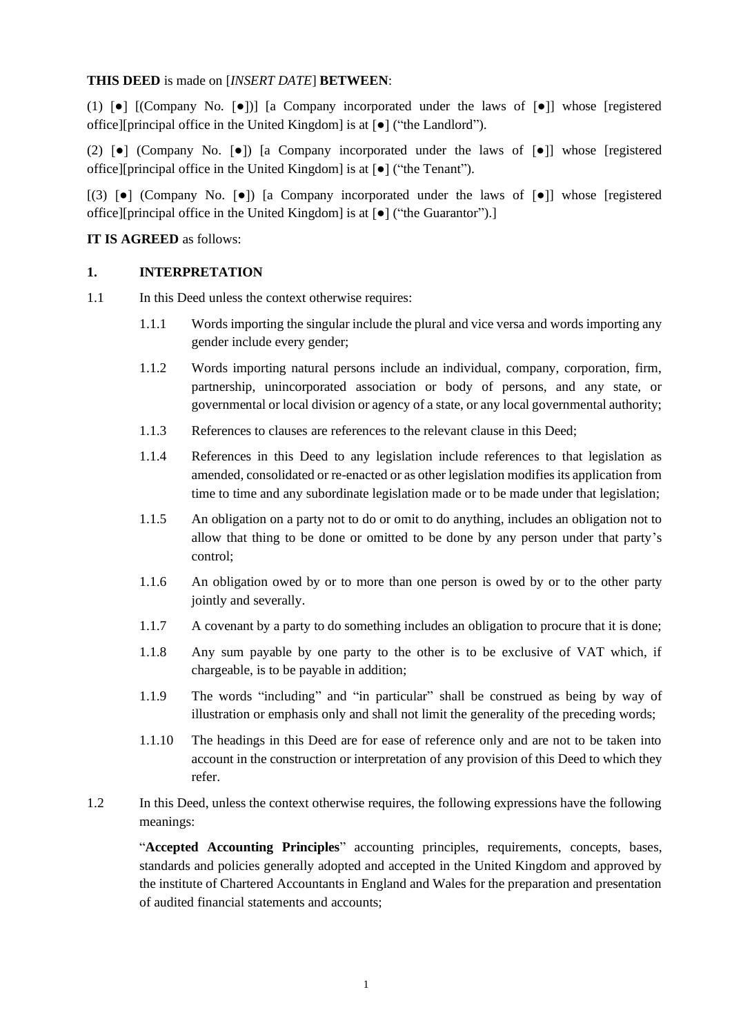**THIS DEED** is made on [*INSERT DATE*] **BETWEEN**:

(1) [●] [(Company No. [●])] [a Company incorporated under the laws of [●]] whose [registered office][principal office in the United Kingdom] is at [●] ("the Landlord").

(2) [●] (Company No. [●]) [a Company incorporated under the laws of [●]] whose [registered office][principal office in the United Kingdom] is at [●] ("the Tenant").

[(3) [●] (Company No. [●]) [a Company incorporated under the laws of [●]] whose [registered office][principal office in the United Kingdom] is at [●] ("the Guarantor").]

**IT IS AGREED** as follows:

## 1. INTERPRETATION

1.1 In this Deed unless the context otherwise requires:

1.1.1 Words importing the singular include the plural and vice versa and words importing any gender include every gender;

1.1.2 Words importing natural persons include an individual, company, corporation, firm, partnership, unincorporated association or body of persons, and any state, or governmental or local division or agency of a state, or any local governmental authority;

1.1.3 References to clauses are references to the relevant clause in this Deed;

1.1.4 References in this Deed to any legislation include references to that legislation as amended, consolidated or re-enacted or as other legislation modifies its application from time to time and any subordinate legislation made or to be made under that legislation;

1.1.5 An obligation on a party not to do or omit to do anything, includes an obligation not to allow that thing to be done or omitted to be done by any person under that party's control;

1.1.6 An obligation owed by or to more than one person is owed by or to the other party jointly and severally.

1.1.7 A covenant by a party to do something includes an obligation to procure that it is done;

1.1.8 Any sum payable by one party to the other is to be exclusive of VAT which, if chargeable, is to be payable in addition;

1.1.9 The words "including" and "in particular" shall be construed as being by way of illustration or emphasis only and shall not limit the generality of the preceding words;

1.1.10 The headings in this Deed are for ease of reference only and are not to be taken into account in the construction or interpretation of any provision of this Deed to which they refer.

1.2 In this Deed, unless the context otherwise requires, the following expressions have the following meanings:

"**Accepted Accounting Principles**" accounting principles, requirements, concepts, bases, standards and policies generally adopted and accepted in the United Kingdom and approved by the institute of Chartered Accountants in England and Wales for the preparation and presentation of audited financial statements and accounts;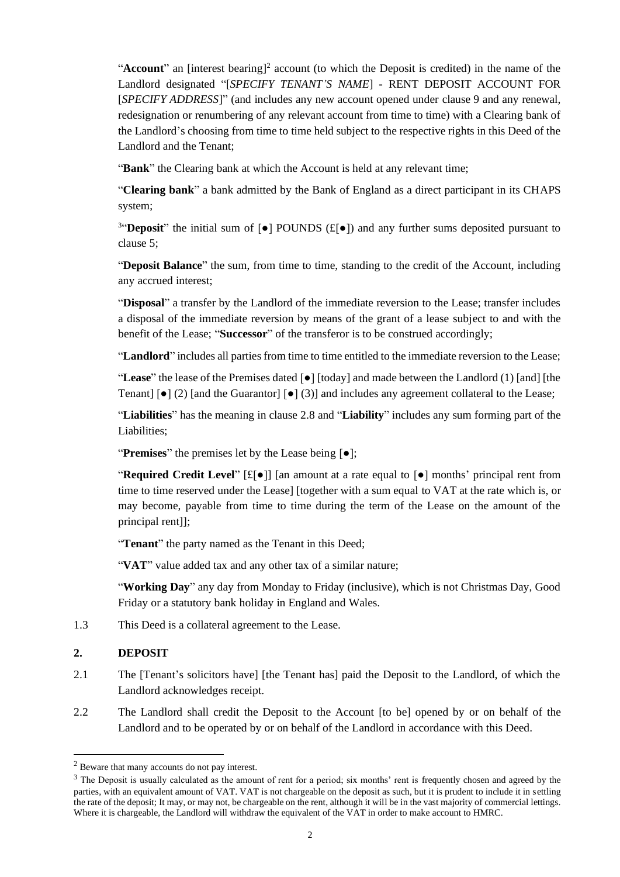"**Account**" an [interest bearing][2] account (to which the Deposit is credited) in the name of the Landlord designated "[*SPECIFY TENANT'S NAME*] - RENT DEPOSIT ACCOUNT FOR [*SPECIFY ADDRESS*]" (and includes any new account opened under clause 9 and any renewal, redesignation or renumbering of any relevant account from time to time) with a Clearing bank of the Landlord's choosing from time to time held subject to the respective rights in this Deed of the Landlord and the Tenant;

"**Bank**" the Clearing bank at which the Account is held at any relevant time;

"**Clearing bank**" a bank admitted by the Bank of England as a direct participant in its CHAPS system;

[3]"**Deposit**" the initial sum of [●] POUNDS (£[●]) and any further sums deposited pursuant to clause 5;

"**Deposit Balance**" the sum, from time to time, standing to the credit of the Account, including any accrued interest;

"**Disposal**" a transfer by the Landlord of the immediate reversion to the Lease; transfer includes a disposal of the immediate reversion by means of the grant of a lease subject to and with the benefit of the Lease; "**Successor**" of the transferor is to be construed accordingly;

"**Landlord**" includes all parties from time to time entitled to the immediate reversion to the Lease;

"**Lease**" the lease of the Premises dated [●] [today] and made between the Landlord (1) [and] [the Tenant] [●] (2) [and the Guarantor] [●] (3)] and includes any agreement collateral to the Lease;

"**Liabilities**" has the meaning in clause 2.8 and "**Liability**" includes any sum forming part of the Liabilities;

"**Premises**" the premises let by the Lease being [●];

"**Required Credit Level**" [£[●]] [an amount at a rate equal to [●] months' principal rent from time to time reserved under the Lease] [together with a sum equal to VAT at the rate which is, or may become, payable from time to time during the term of the Lease on the amount of the principal rent]];

"**Tenant**" the party named as the Tenant in this Deed;

"**VAT**" value added tax and any other tax of a similar nature;

"**Working Day**" any day from Monday to Friday (inclusive), which is not Christmas Day, Good Friday or a statutory bank holiday in England and Wales.

1.3 This Deed is a collateral agreement to the Lease.

## 2. DEPOSIT

2.1 The [Tenant's solicitors have] [the Tenant has] paid the Deposit to the Landlord, of which the Landlord acknowledges receipt.

2.2 The Landlord shall credit the Deposit to the Account [to be] opened by or on behalf of the Landlord and to be operated by or on behalf of the Landlord in accordance with this Deed.

---

[2] Beware that many accounts do not pay interest.

[3] The Deposit is usually calculated as the amount of rent for a period; six months' rent is frequently chosen and agreed by the parties, with an equivalent amount of VAT. VAT is not chargeable on the deposit as such, but it is prudent to include it in settling the rate of the deposit; It may, or may not, be chargeable on the rent, although it will be in the vast majority of commercial lettings. Where it is chargeable, the Landlord will withdraw the equivalent of the VAT in order to make account to HMRC.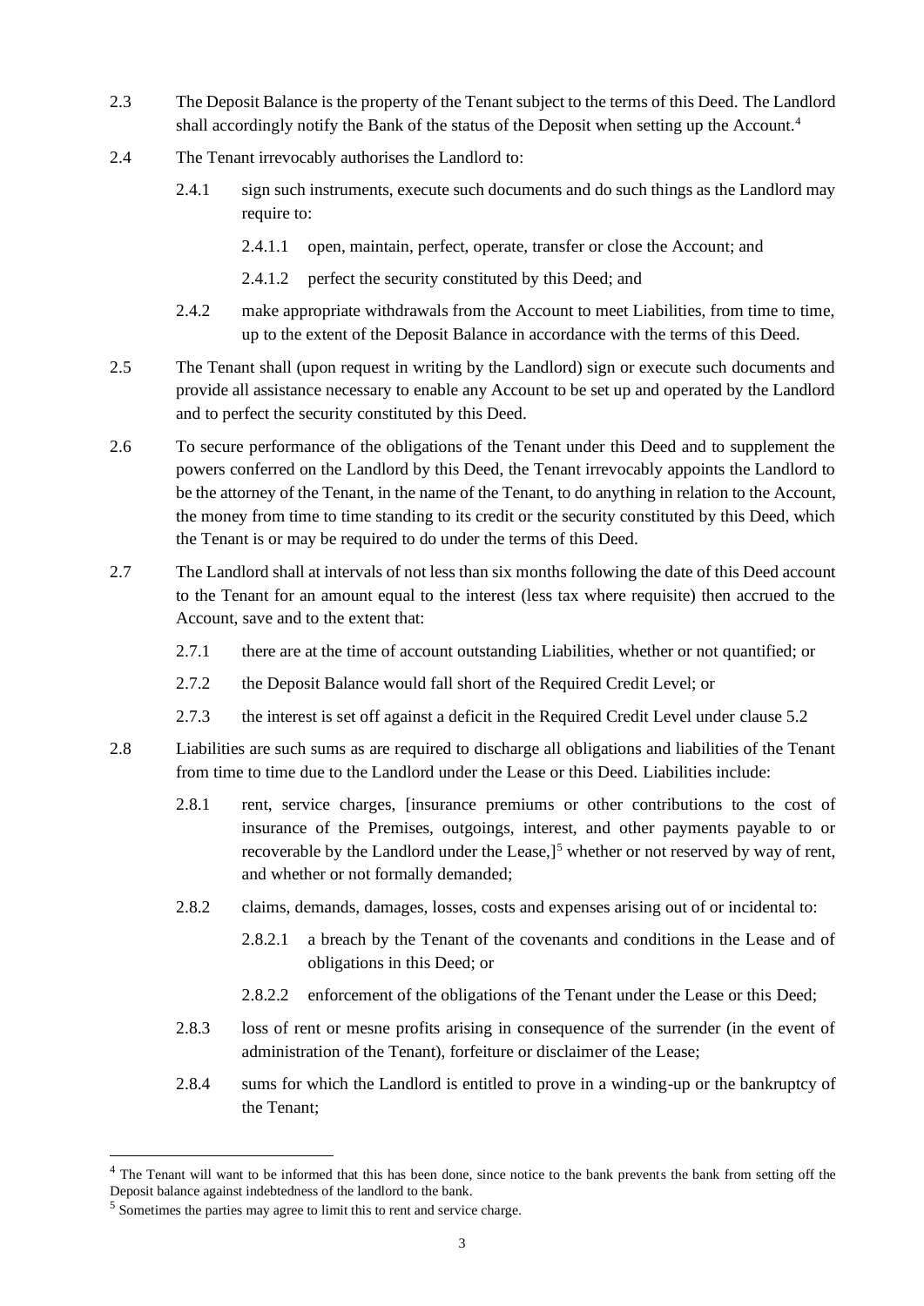2.3 The Deposit Balance is the property of the Tenant subject to the terms of this Deed. The Landlord shall accordingly notify the Bank of the status of the Deposit when setting up the Account.[4]

2.4 The Tenant irrevocably authorises the Landlord to:

2.4.1 sign such instruments, execute such documents and do such things as the Landlord may require to:

2.4.1.1 open, maintain, perfect, operate, transfer or close the Account; and

2.4.1.2 perfect the security constituted by this Deed; and

2.4.2 make appropriate withdrawals from the Account to meet Liabilities, from time to time, up to the extent of the Deposit Balance in accordance with the terms of this Deed.

2.5 The Tenant shall (upon request in writing by the Landlord) sign or execute such documents and provide all assistance necessary to enable any Account to be set up and operated by the Landlord and to perfect the security constituted by this Deed.

2.6 To secure performance of the obligations of the Tenant under this Deed and to supplement the powers conferred on the Landlord by this Deed, the Tenant irrevocably appoints the Landlord to be the attorney of the Tenant, in the name of the Tenant, to do anything in relation to the Account, the money from time to time standing to its credit or the security constituted by this Deed, which the Tenant is or may be required to do under the terms of this Deed.

2.7 The Landlord shall at intervals of not less than six months following the date of this Deed account to the Tenant for an amount equal to the interest (less tax where requisite) then accrued to the Account, save and to the extent that:

2.7.1 there are at the time of account outstanding Liabilities, whether or not quantified; or

2.7.2 the Deposit Balance would fall short of the Required Credit Level; or

2.7.3 the interest is set off against a deficit in the Required Credit Level under clause 5.2

2.8 Liabilities are such sums as are required to discharge all obligations and liabilities of the Tenant from time to time due to the Landlord under the Lease or this Deed. Liabilities include:

2.8.1 rent, service charges, [insurance premiums or other contributions to the cost of insurance of the Premises, outgoings, interest, and other payments payable to or recoverable by the Landlord under the Lease,][5] whether or not reserved by way of rent, and whether or not formally demanded;

2.8.2 claims, demands, damages, losses, costs and expenses arising out of or incidental to:

2.8.2.1 a breach by the Tenant of the covenants and conditions in the Lease and of obligations in this Deed; or

2.8.2.2 enforcement of the obligations of the Tenant under the Lease or this Deed;

2.8.3 loss of rent or mesne profits arising in consequence of the surrender (in the event of administration of the Tenant), forfeiture or disclaimer of the Lease;

2.8.4 sums for which the Landlord is entitled to prove in a winding-up or the bankruptcy of the Tenant;

---

[4] The Tenant will want to be informed that this has been done, since notice to the bank prevents the bank from setting off the Deposit balance against indebtedness of the landlord to the bank.

[5] Sometimes the parties may agree to limit this to rent and service charge.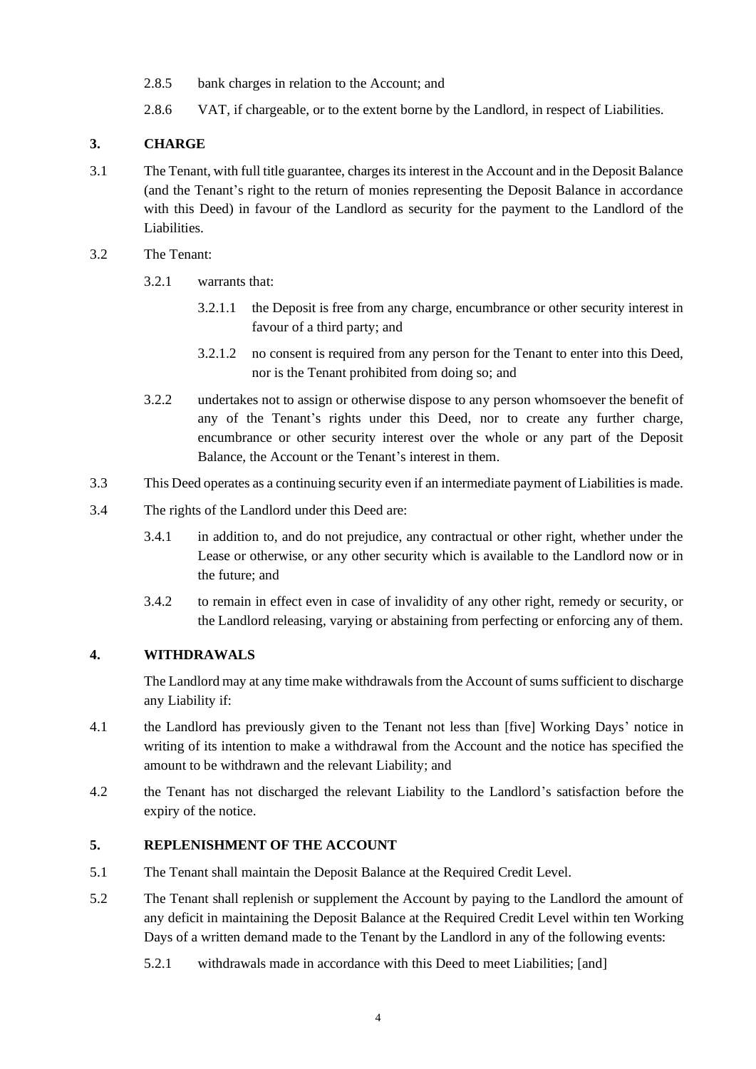2.8.5 bank charges in relation to the Account; and

2.8.6 VAT, if chargeable, or to the extent borne by the Landlord, in respect of Liabilities.

## 3. CHARGE

3.1 The Tenant, with full title guarantee, charges its interest in the Account and in the Deposit Balance (and the Tenant's right to the return of monies representing the Deposit Balance in accordance with this Deed) in favour of the Landlord as security for the payment to the Landlord of the Liabilities.

3.2 The Tenant:

3.2.1 warrants that:

3.2.1.1 the Deposit is free from any charge, encumbrance or other security interest in favour of a third party; and

3.2.1.2 no consent is required from any person for the Tenant to enter into this Deed, nor is the Tenant prohibited from doing so; and

3.2.2 undertakes not to assign or otherwise dispose to any person whomsoever the benefit of any of the Tenant's rights under this Deed, nor to create any further charge, encumbrance or other security interest over the whole or any part of the Deposit Balance, the Account or the Tenant's interest in them.

3.3 This Deed operates as a continuing security even if an intermediate payment of Liabilities is made.

3.4 The rights of the Landlord under this Deed are:

3.4.1 in addition to, and do not prejudice, any contractual or other right, whether under the Lease or otherwise, or any other security which is available to the Landlord now or in the future; and

3.4.2 to remain in effect even in case of invalidity of any other right, remedy or security, or the Landlord releasing, varying or abstaining from perfecting or enforcing any of them.

## 4. WITHDRAWALS

The Landlord may at any time make withdrawals from the Account of sums sufficient to discharge any Liability if:

4.1 the Landlord has previously given to the Tenant not less than [five] Working Days' notice in writing of its intention to make a withdrawal from the Account and the notice has specified the amount to be withdrawn and the relevant Liability; and

4.2 the Tenant has not discharged the relevant Liability to the Landlord's satisfaction before the expiry of the notice.

## 5. REPLENISHMENT OF THE ACCOUNT

5.1 The Tenant shall maintain the Deposit Balance at the Required Credit Level.

5.2 The Tenant shall replenish or supplement the Account by paying to the Landlord the amount of any deficit in maintaining the Deposit Balance at the Required Credit Level within ten Working Days of a written demand made to the Tenant by the Landlord in any of the following events:

5.2.1 withdrawals made in accordance with this Deed to meet Liabilities; [and]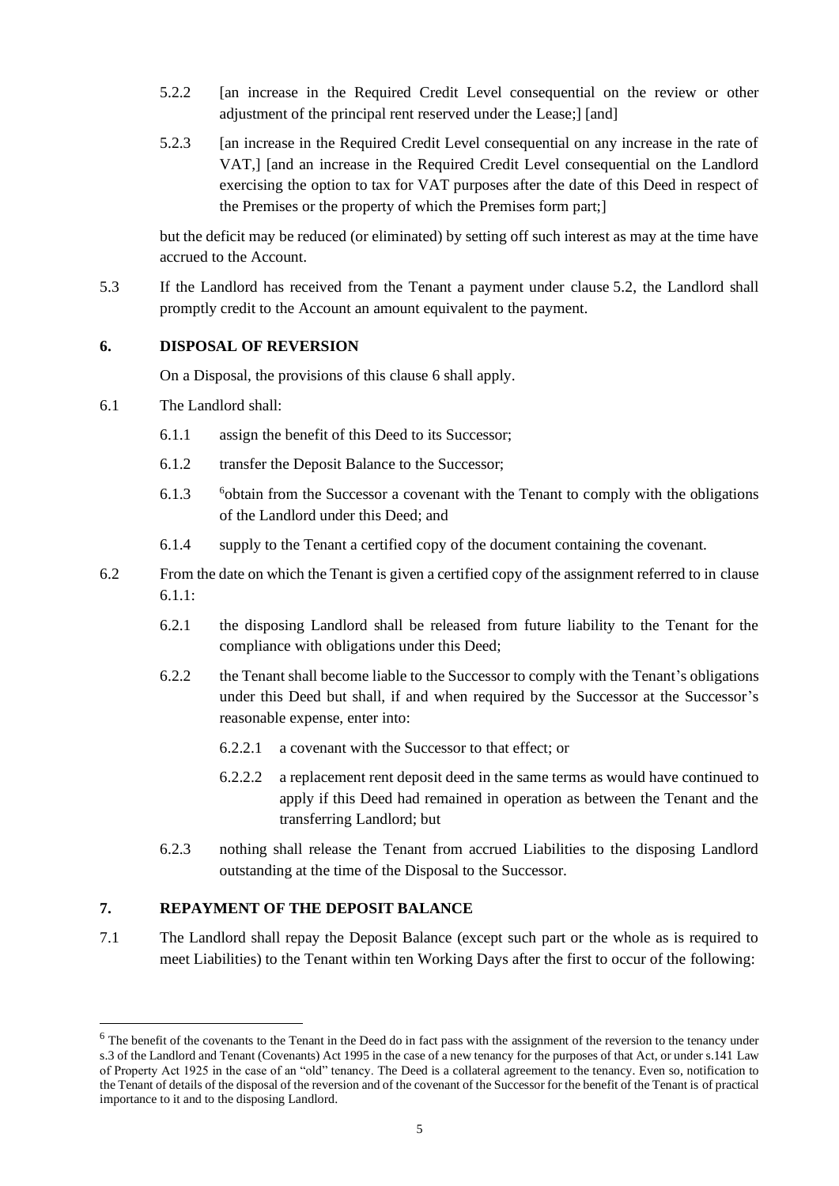5.2.2 [an increase in the Required Credit Level consequential on the review or other adjustment of the principal rent reserved under the Lease;] [and]

5.2.3 [an increase in the Required Credit Level consequential on any increase in the rate of VAT,] [and an increase in the Required Credit Level consequential on the Landlord exercising the option to tax for VAT purposes after the date of this Deed in respect of the Premises or the property of which the Premises form part;]

but the deficit may be reduced (or eliminated) by setting off such interest as may at the time have accrued to the Account.

5.3 If the Landlord has received from the Tenant a payment under clause 5.2, the Landlord shall promptly credit to the Account an amount equivalent to the payment.

## 6. DISPOSAL OF REVERSION

On a Disposal, the provisions of this clause 6 shall apply.

6.1 The Landlord shall:

6.1.1 assign the benefit of this Deed to its Successor;

6.1.2 transfer the Deposit Balance to the Successor;

6.1.3 [6]obtain from the Successor a covenant with the Tenant to comply with the obligations of the Landlord under this Deed; and

6.1.4 supply to the Tenant a certified copy of the document containing the covenant.

6.2 From the date on which the Tenant is given a certified copy of the assignment referred to in clause 6.1.1:

6.2.1 the disposing Landlord shall be released from future liability to the Tenant for the compliance with obligations under this Deed;

6.2.2 the Tenant shall become liable to the Successor to comply with the Tenant's obligations under this Deed but shall, if and when required by the Successor at the Successor's reasonable expense, enter into:

6.2.2.1 a covenant with the Successor to that effect; or

6.2.2.2 a replacement rent deposit deed in the same terms as would have continued to apply if this Deed had remained in operation as between the Tenant and the transferring Landlord; but

6.2.3 nothing shall release the Tenant from accrued Liabilities to the disposing Landlord outstanding at the time of the Disposal to the Successor.

## 7. REPAYMENT OF THE DEPOSIT BALANCE

7.1 The Landlord shall repay the Deposit Balance (except such part or the whole as is required to meet Liabilities) to the Tenant within ten Working Days after the first to occur of the following:

---

[6] The benefit of the covenants to the Tenant in the Deed do in fact pass with the assignment of the reversion to the tenancy under s.3 of the Landlord and Tenant (Covenants) Act 1995 in the case of a new tenancy for the purposes of that Act, or under s.141 Law of Property Act 1925 in the case of an "old" tenancy. The Deed is a collateral agreement to the tenancy. Even so, notification to the Tenant of details of the disposal of the reversion and of the covenant of the Successor for the benefit of the Tenant is of practical importance to it and to the disposing Landlord.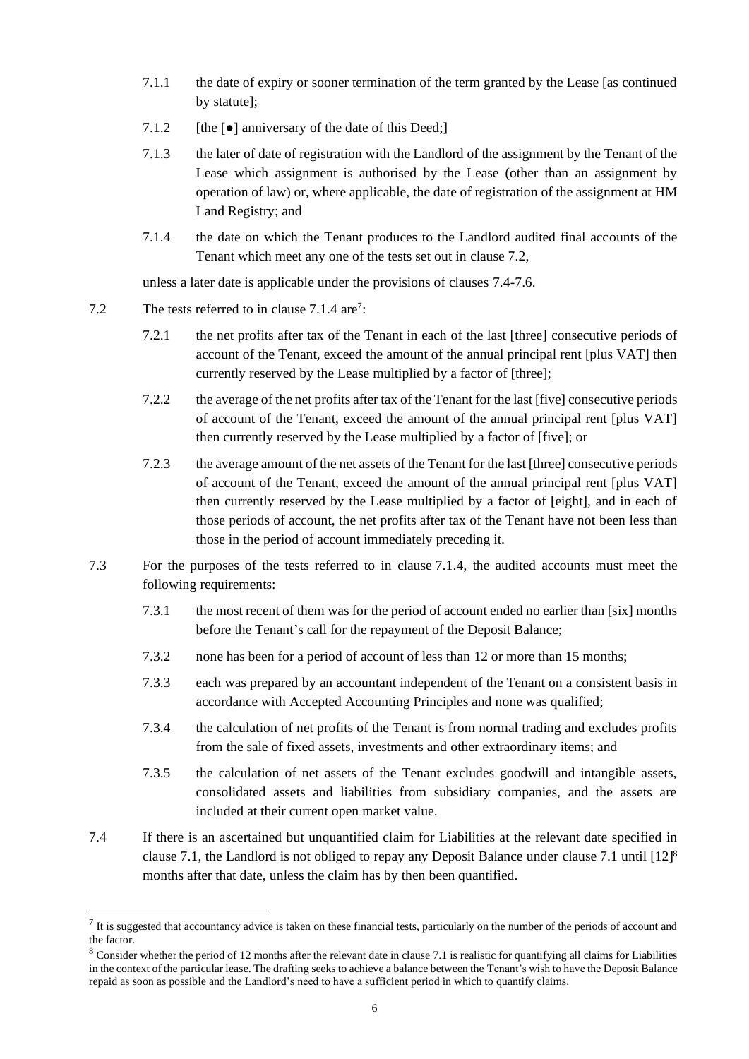7.1.1 the date of expiry or sooner termination of the term granted by the Lease [as continued by statute];

7.1.2 [the [●] anniversary of the date of this Deed;]

7.1.3 the later of date of registration with the Landlord of the assignment by the Tenant of the Lease which assignment is authorised by the Lease (other than an assignment by operation of law) or, where applicable, the date of registration of the assignment at HM Land Registry; and

7.1.4 the date on which the Tenant produces to the Landlord audited final accounts of the Tenant which meet any one of the tests set out in clause 7.2,

unless a later date is applicable under the provisions of clauses 7.4-7.6.

7.2 The tests referred to in clause 7.1.4 are[7]:

7.2.1 the net profits after tax of the Tenant in each of the last [three] consecutive periods of account of the Tenant, exceed the amount of the annual principal rent [plus VAT] then currently reserved by the Lease multiplied by a factor of [three];

7.2.2 the average of the net profits after tax of the Tenant for the last [five] consecutive periods of account of the Tenant, exceed the amount of the annual principal rent [plus VAT] then currently reserved by the Lease multiplied by a factor of [five]; or

7.2.3 the average amount of the net assets of the Tenant for the last [three] consecutive periods of account of the Tenant, exceed the amount of the annual principal rent [plus VAT] then currently reserved by the Lease multiplied by a factor of [eight], and in each of those periods of account, the net profits after tax of the Tenant have not been less than those in the period of account immediately preceding it.

7.3 For the purposes of the tests referred to in clause 7.1.4, the audited accounts must meet the following requirements:

7.3.1 the most recent of them was for the period of account ended no earlier than [six] months before the Tenant's call for the repayment of the Deposit Balance;

7.3.2 none has been for a period of account of less than 12 or more than 15 months;

7.3.3 each was prepared by an accountant independent of the Tenant on a consistent basis in accordance with Accepted Accounting Principles and none was qualified;

7.3.4 the calculation of net profits of the Tenant is from normal trading and excludes profits from the sale of fixed assets, investments and other extraordinary items; and

7.3.5 the calculation of net assets of the Tenant excludes goodwill and intangible assets, consolidated assets and liabilities from subsidiary companies, and the assets are included at their current open market value.

7.4 If there is an ascertained but unquantified claim for Liabilities at the relevant date specified in clause 7.1, the Landlord is not obliged to repay any Deposit Balance under clause 7.1 until [12][8] months after that date, unless the claim has by then been quantified.

---

[7] It is suggested that accountancy advice is taken on these financial tests, particularly on the number of the periods of account and the factor.

[8] Consider whether the period of 12 months after the relevant date in clause 7.1 is realistic for quantifying all claims for Liabilities in the context of the particular lease. The drafting seeks to achieve a balance between the Tenant's wish to have the Deposit Balance repaid as soon as possible and the Landlord's need to have a sufficient period in which to quantify claims.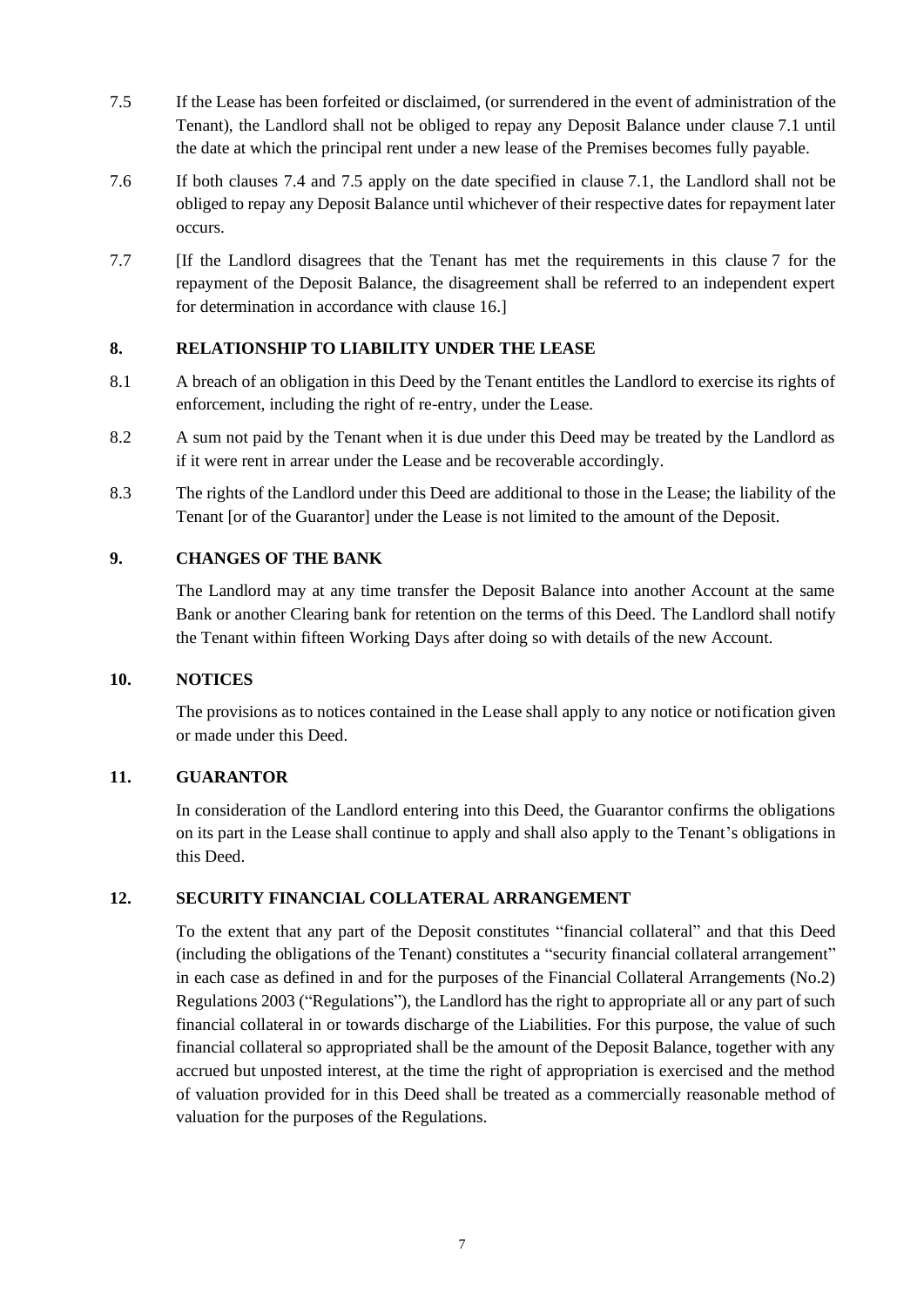7.5 If the Lease has been forfeited or disclaimed, (or surrendered in the event of administration of the Tenant), the Landlord shall not be obliged to repay any Deposit Balance under clause 7.1 until the date at which the principal rent under a new lease of the Premises becomes fully payable.

7.6 If both clauses 7.4 and 7.5 apply on the date specified in clause 7.1, the Landlord shall not be obliged to repay any Deposit Balance until whichever of their respective dates for repayment later occurs.

7.7 [If the Landlord disagrees that the Tenant has met the requirements in this clause 7 for the repayment of the Deposit Balance, the disagreement shall be referred to an independent expert for determination in accordance with clause 16.]

## 8. RELATIONSHIP TO LIABILITY UNDER THE LEASE

8.1 A breach of an obligation in this Deed by the Tenant entitles the Landlord to exercise its rights of enforcement, including the right of re-entry, under the Lease.

8.2 A sum not paid by the Tenant when it is due under this Deed may be treated by the Landlord as if it were rent in arrear under the Lease and be recoverable accordingly.

8.3 The rights of the Landlord under this Deed are additional to those in the Lease; the liability of the Tenant [or of the Guarantor] under the Lease is not limited to the amount of the Deposit.

## 9. CHANGES OF THE BANK

The Landlord may at any time transfer the Deposit Balance into another Account at the same Bank or another Clearing bank for retention on the terms of this Deed. The Landlord shall notify the Tenant within fifteen Working Days after doing so with details of the new Account.

## 10. NOTICES

The provisions as to notices contained in the Lease shall apply to any notice or notification given or made under this Deed.

## 11. GUARANTOR

In consideration of the Landlord entering into this Deed, the Guarantor confirms the obligations on its part in the Lease shall continue to apply and shall also apply to the Tenant's obligations in this Deed.

## 12. SECURITY FINANCIAL COLLATERAL ARRANGEMENT

To the extent that any part of the Deposit constitutes "financial collateral" and that this Deed (including the obligations of the Tenant) constitutes a "security financial collateral arrangement" in each case as defined in and for the purposes of the Financial Collateral Arrangements (No.2) Regulations 2003 ("Regulations"), the Landlord has the right to appropriate all or any part of such financial collateral in or towards discharge of the Liabilities. For this purpose, the value of such financial collateral so appropriated shall be the amount of the Deposit Balance, together with any accrued but unposted interest, at the time the right of appropriation is exercised and the method of valuation provided for in this Deed shall be treated as a commercially reasonable method of valuation for the purposes of the Regulations.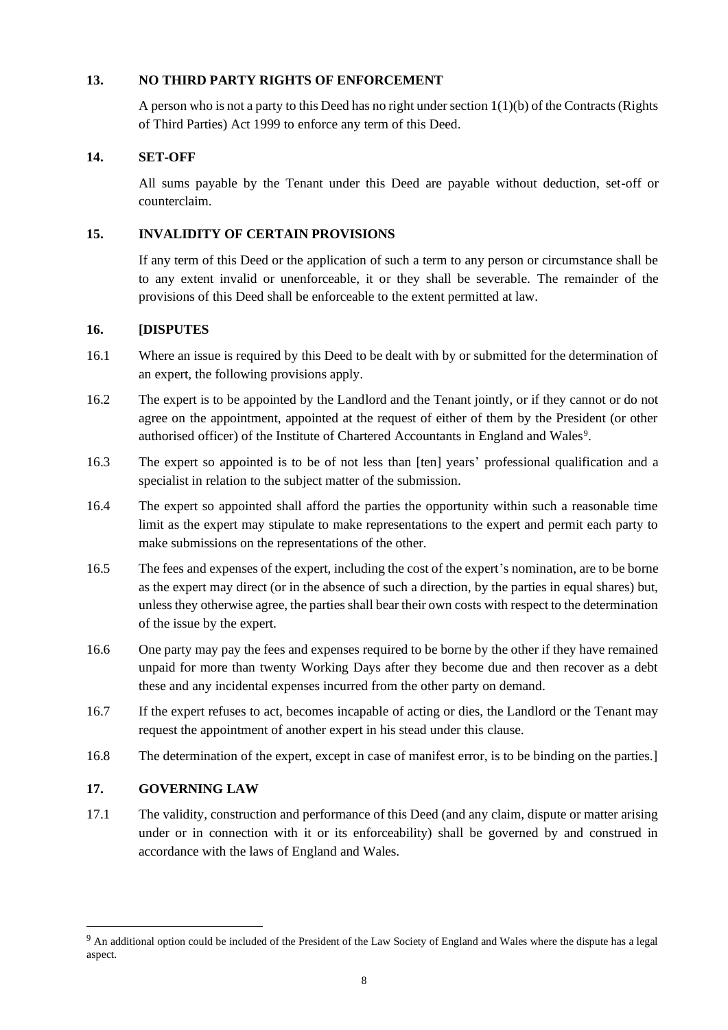## 13. NO THIRD PARTY RIGHTS OF ENFORCEMENT

A person who is not a party to this Deed has no right under section 1(1)(b) of the Contracts (Rights of Third Parties) Act 1999 to enforce any term of this Deed.

## 14. SET-OFF

All sums payable by the Tenant under this Deed are payable without deduction, set-off or counterclaim.

## 15. INVALIDITY OF CERTAIN PROVISIONS

If any term of this Deed or the application of such a term to any person or circumstance shall be to any extent invalid or unenforceable, it or they shall be severable. The remainder of the provisions of this Deed shall be enforceable to the extent permitted at law.

## 16. [DISPUTES

16.1 Where an issue is required by this Deed to be dealt with by or submitted for the determination of an expert, the following provisions apply.

16.2 The expert is to be appointed by the Landlord and the Tenant jointly, or if they cannot or do not agree on the appointment, appointed at the request of either of them by the President (or other authorised officer) of the Institute of Chartered Accountants in England and Wales[9].

16.3 The expert so appointed is to be of not less than [ten] years' professional qualification and a specialist in relation to the subject matter of the submission.

16.4 The expert so appointed shall afford the parties the opportunity within such a reasonable time limit as the expert may stipulate to make representations to the expert and permit each party to make submissions on the representations of the other.

16.5 The fees and expenses of the expert, including the cost of the expert's nomination, are to be borne as the expert may direct (or in the absence of such a direction, by the parties in equal shares) but, unless they otherwise agree, the parties shall bear their own costs with respect to the determination of the issue by the expert.

16.6 One party may pay the fees and expenses required to be borne by the other if they have remained unpaid for more than twenty Working Days after they become due and then recover as a debt these and any incidental expenses incurred from the other party on demand.

16.7 If the expert refuses to act, becomes incapable of acting or dies, the Landlord or the Tenant may request the appointment of another expert in his stead under this clause.

16.8 The determination of the expert, except in case of manifest error, is to be binding on the parties.]

## 17. GOVERNING LAW

17.1 The validity, construction and performance of this Deed (and any claim, dispute or matter arising under or in connection with it or its enforceability) shall be governed by and construed in accordance with the laws of England and Wales.

---

[9] An additional option could be included of the President of the Law Society of England and Wales where the dispute has a legal aspect.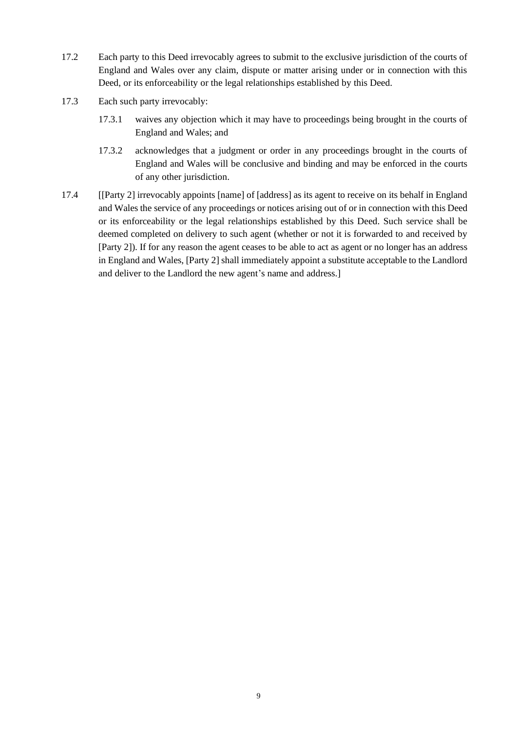17.2 Each party to this Deed irrevocably agrees to submit to the exclusive jurisdiction of the courts of England and Wales over any claim, dispute or matter arising under or in connection with this Deed, or its enforceability or the legal relationships established by this Deed.

17.3 Each such party irrevocably:

  17.3.1 waives any objection which it may have to proceedings being brought in the courts of England and Wales; and

  17.3.2 acknowledges that a judgment or order in any proceedings brought in the courts of England and Wales will be conclusive and binding and may be enforced in the courts of any other jurisdiction.

17.4 [[Party 2] irrevocably appoints [name] of [address] as its agent to receive on its behalf in England and Wales the service of any proceedings or notices arising out of or in connection with this Deed or its enforceability or the legal relationships established by this Deed. Such service shall be deemed completed on delivery to such agent (whether or not it is forwarded to and received by [Party 2]). If for any reason the agent ceases to be able to act as agent or no longer has an address in England and Wales, [Party 2] shall immediately appoint a substitute acceptable to the Landlord and deliver to the Landlord the new agent's name and address.]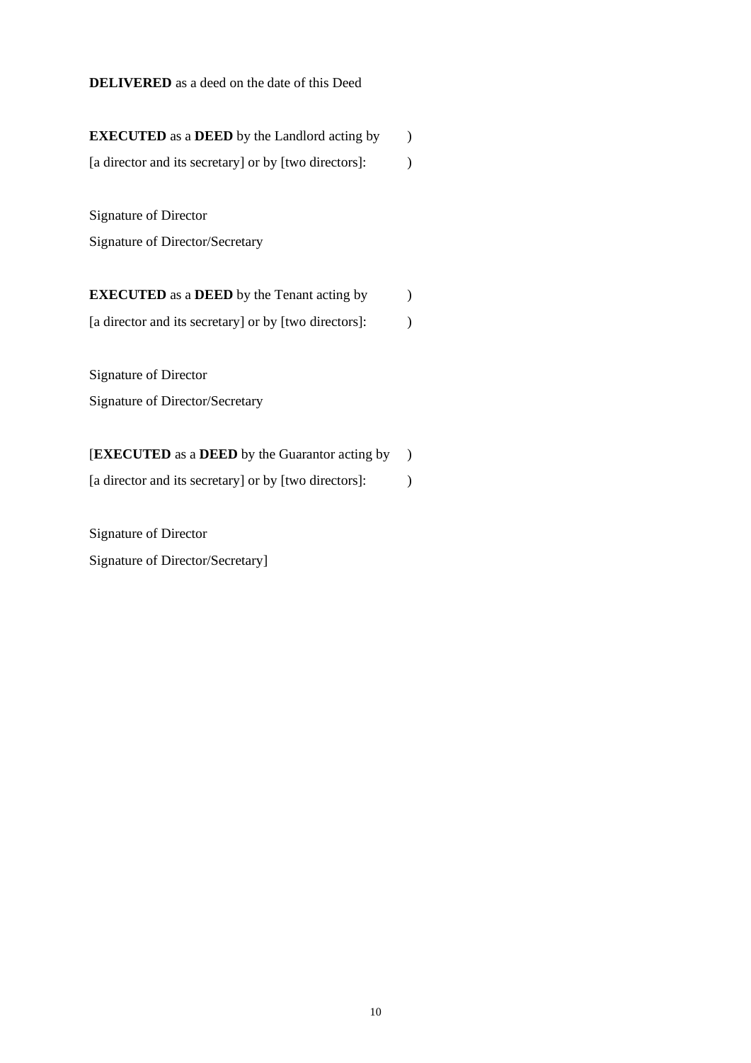**DELIVERED** as a deed on the date of this Deed

**EXECUTED** as a **DEED** by the Landlord acting by )
[a director and its secretary] or by [two directors]: )

Signature of Director

Signature of Director/Secretary

**EXECUTED** as a **DEED** by the Tenant acting by )
[a director and its secretary] or by [two directors]: )

Signature of Director

Signature of Director/Secretary

[**EXECUTED** as a **DEED** by the Guarantor acting by )
[a director and its secretary] or by [two directors]: )

Signature of Director

Signature of Director/Secretary]